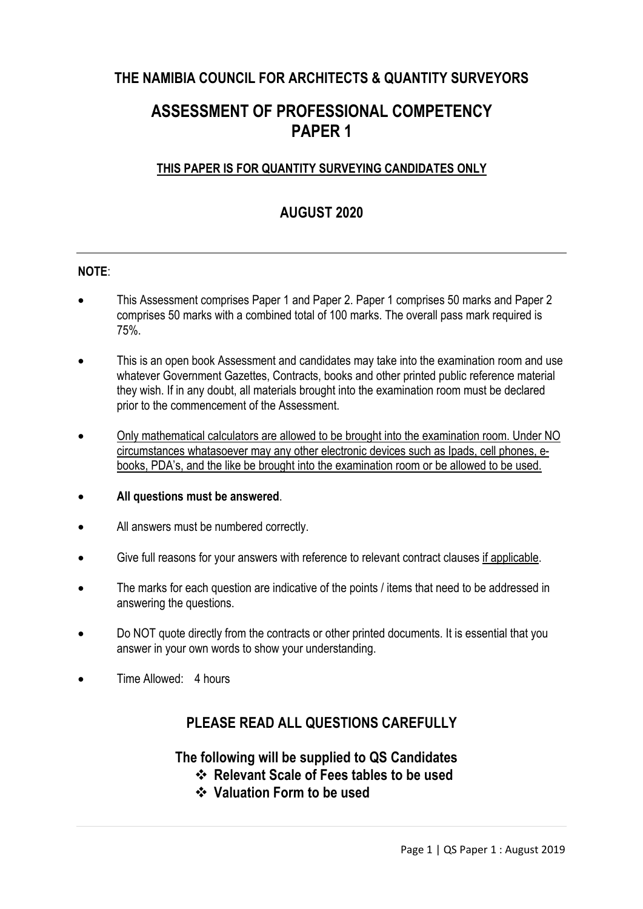## THE NAMIBIA COUNCIL FOR ARCHITECTS & QUANTITY SURVEYORS

# ASSESSMENT OF PROFESSIONAL COMPETENCY PAPER 1

**THIS PAPER IS FOR QUANTITY SURVEYING CANDIDATES ONLY**

## AUGUST 2020

---

**NOTE**:

- This Assessment comprises Paper 1 and Paper 2. Paper 1 comprises 50 marks and Paper 2 comprises 50 marks with a combined total of 100 marks. The overall pass mark required is 75%.
- This is an open book Assessment and candidates may take into the examination room and use whatever Government Gazettes, Contracts, books and other printed public reference material they wish. If in any doubt, all materials brought into the examination room must be declared prior to the commencement of the Assessment.
- Only mathematical calculators are allowed to be brought into the examination room. Under NO circumstances whatasoever may any other electronic devices such as Ipads, cell phones, e-books, PDA's, and the like be brought into the examination room or be allowed to be used.
- **All questions must be answered**.
- All answers must be numbered correctly.
- Give full reasons for your answers with reference to relevant contract clauses if applicable.
- The marks for each question are indicative of the points / items that need to be addressed in answering the questions.
- Do NOT quote directly from the contracts or other printed documents. It is essential that you answer in your own words to show your understanding.
- Time Allowed: 4 hours

## PLEASE READ ALL QUESTIONS CAREFULLY

**The following will be supplied to QS Candidates**

- ❖ **Relevant Scale of Fees tables to be used**
- ❖ **Valuation Form to be used**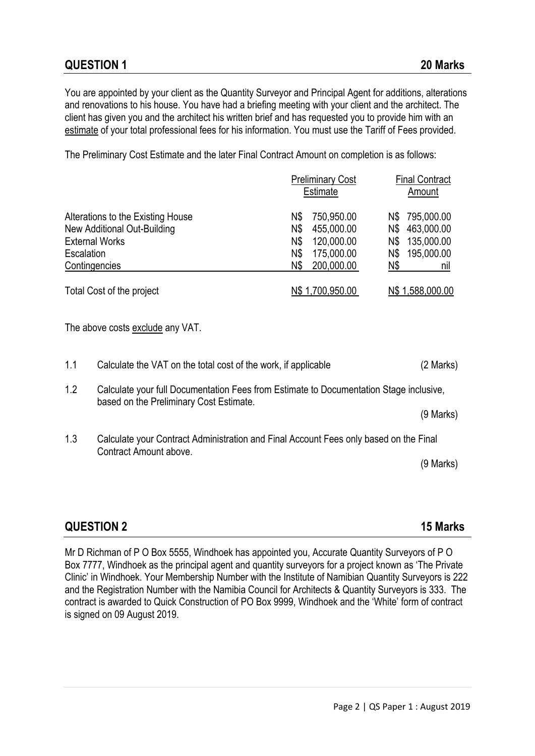## QUESTION 1 — 20 Marks

You are appointed by your client as the Quantity Surveyor and Principal Agent for additions, alterations and renovations to his house. You have had a briefing meeting with your client and the architect. The client has given you and the architect his written brief and has requested you to provide him with an <u>estimate</u> of your total professional fees for his information. You must use the Tariff of Fees provided.

The Preliminary Cost Estimate and the later Final Contract Amount on completion is as follows:

| | Preliminary Cost Estimate | Final Contract Amount |
|---|---|---|
| Alterations to the Existing House | N$ 750,950.00 | N$ 795,000.00 |
| New Additional Out-Building | N$ 455,000.00 | N$ 463,000.00 |
| External Works | N$ 120,000.00 | N$ 135,000.00 |
| Escalation | N$ 175,000.00 | N$ 195,000.00 |
| Contingencies | N$ 200,000.00 | N$ nil |
| Total Cost of the project | N$ 1,700,950.00 | N$ 1,588,000.00 |

The above costs <u>exclude</u> any VAT.

1.1 Calculate the VAT on the total cost of the work, if applicable (2 Marks)

1.2 Calculate your full Documentation Fees from Estimate to Documentation Stage inclusive, based on the Preliminary Cost Estimate.

(9 Marks)

1.3 Calculate your Contract Administration and Final Account Fees only based on the Final Contract Amount above.

(9 Marks)

## QUESTION 2 — 15 Marks

Mr D Richman of P O Box 5555, Windhoek has appointed you, Accurate Quantity Surveyors of P O Box 7777, Windhoek as the principal agent and quantity surveyors for a project known as 'The Private Clinic' in Windhoek. Your Membership Number with the Institute of Namibian Quantity Surveyors is 222 and the Registration Number with the Namibia Council for Architects & Quantity Surveyors is 333. The contract is awarded to Quick Construction of PO Box 9999, Windhoek and the 'White' form of contract is signed on 09 August 2019.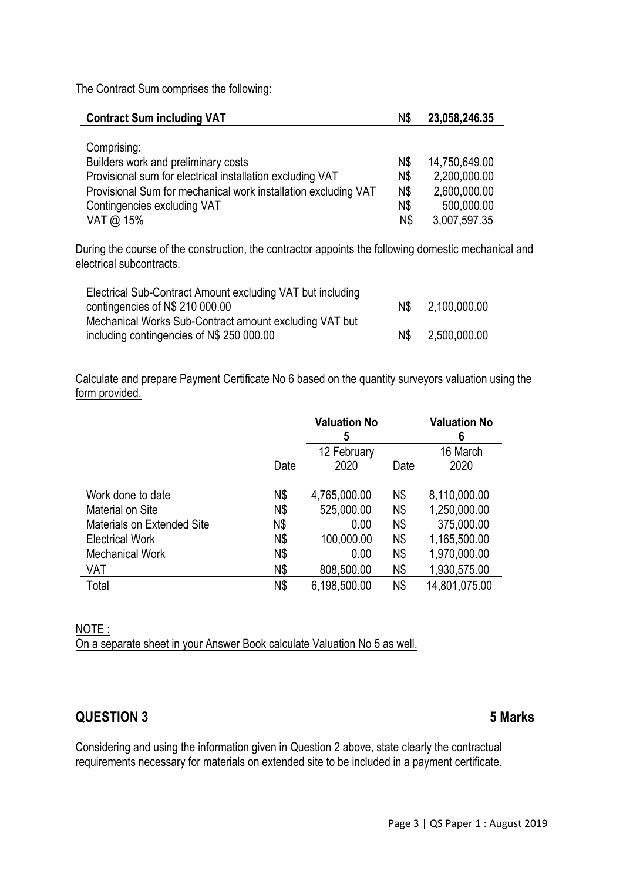The Contract Sum comprises the following:

| Contract Sum including VAT | | |
|---|---|---|
| **Contract Sum including VAT** | N$ | **23,058,246.35** |
| | | |
| Comprising: | | |
| Builders work and preliminary costs | N$ | 14,750,649.00 |
| Provisional sum for electrical installation excluding VAT | N$ | 2,200,000.00 |
| Provisional Sum for mechanical work installation excluding VAT | N$ | 2,600,000.00 |
| Contingencies excluding VAT | N$ | 500,000.00 |
| VAT @ 15% | N$ | 3,007,597.35 |

During the course of the construction, the contractor appoints the following domestic mechanical and electrical subcontracts.

| | | |
|---|---|---|
| Electrical Sub-Contract Amount excluding VAT but including contingencies of N$ 210 000.00 | N$ | 2,100,000.00 |
| Mechanical Works Sub-Contract amount excluding VAT but including contingencies of N$ 250 000.00 | N$ | 2,500,000.00 |

Calculate and prepare Payment Certificate No 6 based on the quantity surveyors valuation using the form provided.

| | | Valuation No 5 | | Valuation No 6 |
|---|---|---|---|---|
| | Date | 12 February 2020 | Date | 16 March 2020 |
| Work done to date | N$ | 4,765,000.00 | N$ | 8,110,000.00 |
| Material on Site | N$ | 525,000.00 | N$ | 1,250,000.00 |
| Materials on Extended Site | N$ | 0.00 | N$ | 375,000.00 |
| Electrical Work | N$ | 100,000.00 | N$ | 1,165,500.00 |
| Mechanical Work | N$ | 0.00 | N$ | 1,970,000.00 |
| VAT | N$ | 808,500.00 | N$ | 1,930,575.00 |
| Total | N$ | 6,198,500.00 | N$ | 14,801,075.00 |

NOTE :
On a separate sheet in your Answer Book calculate Valuation No 5 as well.

## QUESTION 3 — 5 Marks

Considering and using the information given in Question 2 above, state clearly the contractual requirements necessary for materials on extended site to be included in a payment certificate.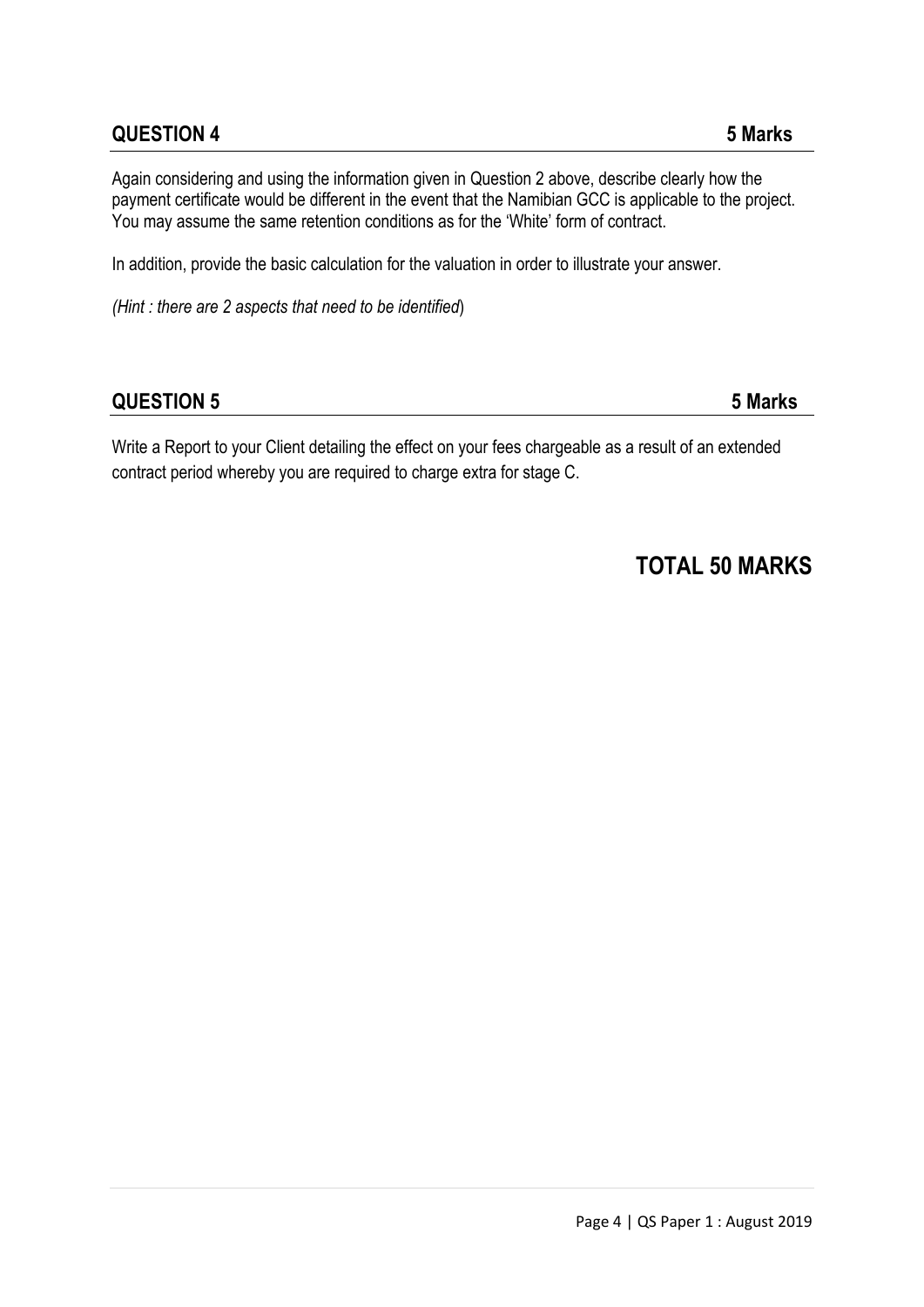## QUESTION 4 — 5 Marks

Again considering and using the information given in Question 2 above, describe clearly how the payment certificate would be different in the event that the Namibian GCC is applicable to the project. You may assume the same retention conditions as for the 'White' form of contract.

In addition, provide the basic calculation for the valuation in order to illustrate your answer.

*(Hint : there are 2 aspects that need to be identified)*

## QUESTION 5 — 5 Marks

Write a Report to your Client detailing the effect on your fees chargeable as a result of an extended contract period whereby you are required to charge extra for stage C.

# TOTAL 50 MARKS